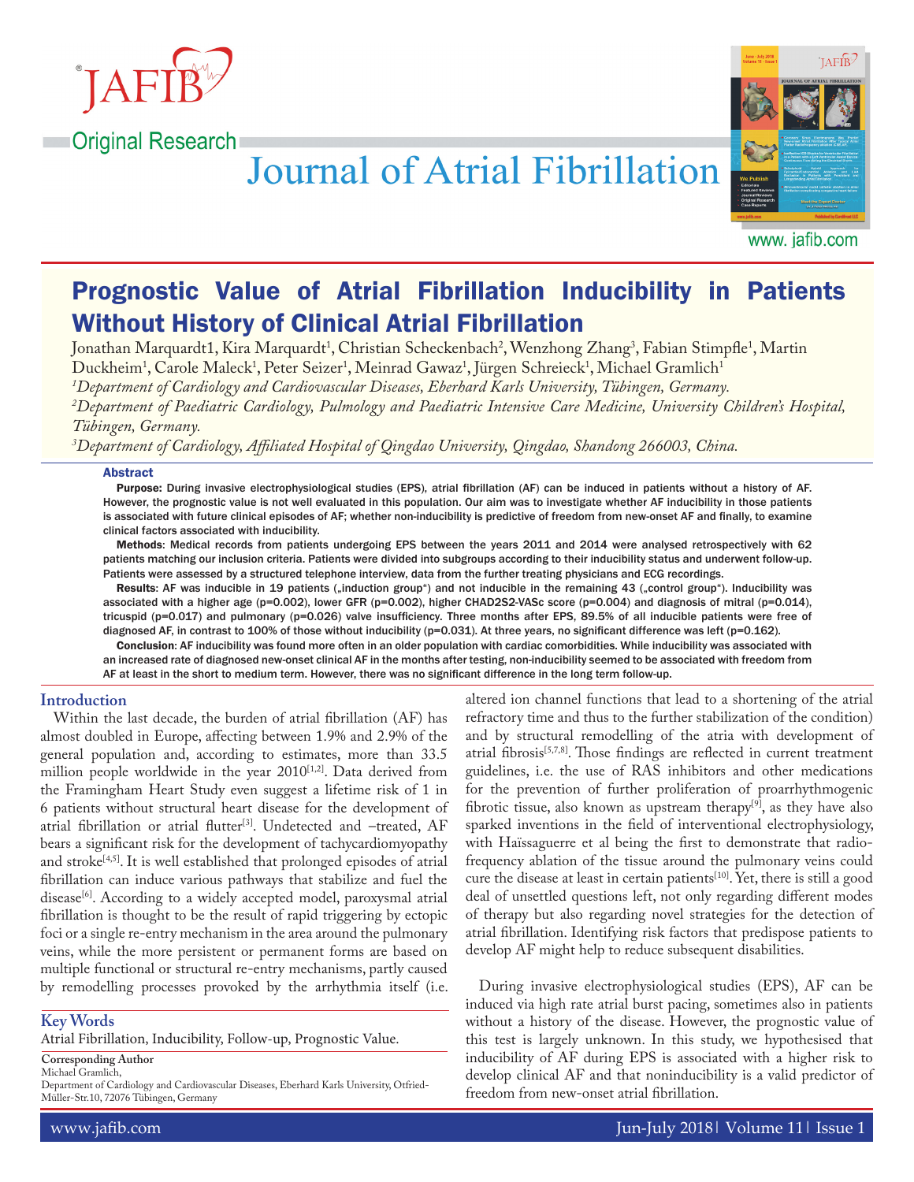Original Research

# Prognostic Value of Atrial Fibrillation Inducibility in Patients Without History of Clinical Atrial Fibrillation

Jonathan Marquardt1, Kira Marquardt[1], Christian Scheckenbach[2], Wenzhong Zhang[3], Fabian Stimpfle[1], Martin Duckheim[1], Carole Maleck[1], Peter Seizer[1], Meinrad Gawaz[1], Jürgen Schreieck[1], Michael Gramlich[1]

*[1]Department of Cardiology and Cardiovascular Diseases, Eberhard Karls University, Tübingen, Germany.*

*[2]Department of Paediatric Cardiology, Pulmology and Paediatric Intensive Care Medicine, University Children's Hospital, Tübingen, Germany.*

*[3]Department of Cardiology, Affiliated Hospital of Qingdao University, Qingdao, Shandong 266003, China.*

## Abstract

**Purpose:** During invasive electrophysiological studies (EPS), atrial fibrillation (AF) can be induced in patients without a history of AF. However, the prognostic value is not well evaluated in this population. Our aim was to investigate whether AF inducibility in those patients is associated with future clinical episodes of AF; whether non-inducibility is predictive of freedom from new-onset AF and finally, to examine clinical factors associated with inducibility.

**Methods**: Medical records from patients undergoing EPS between the years 2011 and 2014 were analysed retrospectively with 62 patients matching our inclusion criteria. Patients were divided into subgroups according to their inducibility status and underwent follow-up. Patients were assessed by a structured telephone interview, data from the further treating physicians and ECG recordings.

**Results**: AF was inducible in 19 patients („induction group") and not inducible in the remaining 43 („control group"). Inducibility was associated with a higher age (p=0.002), lower GFR (p=0.002), higher CHAD2S2-VASc score (p=0.004) and diagnosis of mitral (p=0.014), tricuspid (p=0.017) and pulmonary (p=0.026) valve insufficiency. Three months after EPS, 89.5% of all inducible patients were free of diagnosed AF, in contrast to 100% of those without inducibility (p=0.031). At three years, no significant difference was left (p=0.162).

**Conclusion**: AF inducibility was found more often in an older population with cardiac comorbidities. While inducibility was associated with an increased rate of diagnosed new-onset clinical AF in the months after testing, non-inducibility seemed to be associated with freedom from AF at least in the short to medium term. However, there was no significant difference in the long term follow-up.

## Introduction

Within the last decade, the burden of atrial fibrillation (AF) has almost doubled in Europe, affecting between 1.9% and 2.9% of the general population and, according to estimates, more than 33.5 million people worldwide in the year 2010[1,2]. Data derived from the Framingham Heart Study even suggest a lifetime risk of 1 in 6 patients without structural heart disease for the development of atrial fibrillation or atrial flutter[3]. Undetected and –treated, AF bears a significant risk for the development of tachycardiomyopathy and stroke[4,5]. It is well established that prolonged episodes of atrial fibrillation can induce various pathways that stabilize and fuel the disease[6]. According to a widely accepted model, paroxysmal atrial fibrillation is thought to be the result of rapid triggering by ectopic foci or a single re-entry mechanism in the area around the pulmonary veins, while the more persistent or permanent forms are based on multiple functional or structural re-entry mechanisms, partly caused by remodelling processes provoked by the arrhythmia itself (i.e. altered ion channel functions that lead to a shortening of the atrial refractory time and thus to the further stabilization of the condition) and by structural remodelling of the atria with development of atrial fibrosis[5,7,8]. Those findings are reflected in current treatment guidelines, i.e. the use of RAS inhibitors and other medications for the prevention of further proliferation of proarrhythmogenic fibrotic tissue, also known as upstream therapy[9], as they have also sparked inventions in the field of interventional electrophysiology, with Haïssaguerre et al being the first to demonstrate that radio-frequency ablation of the tissue around the pulmonary veins could cure the disease at least in certain patients[10]. Yet, there is still a good deal of unsettled questions left, not only regarding different modes of therapy but also regarding novel strategies for the detection of atrial fibrillation. Identifying risk factors that predispose patients to develop AF might help to reduce subsequent disabilities.

During invasive electrophysiological studies (EPS), AF can be induced via high rate atrial burst pacing, sometimes also in patients without a history of the disease. However, the prognostic value of this test is largely unknown. In this study, we hypothesised that inducibility of AF during EPS is associated with a higher risk to develop clinical AF and that noninducibility is a valid predictor of freedom from new-onset atrial fibrillation.

## Key Words

Atrial Fibrillation, Inducibility, Follow-up, Prognostic Value.

**Corresponding Author**
Michael Gramlich,
Department of Cardiology and Cardiovascular Diseases, Eberhard Karls University, Otfried-Müller-Str.10, 72076 Tübingen, Germany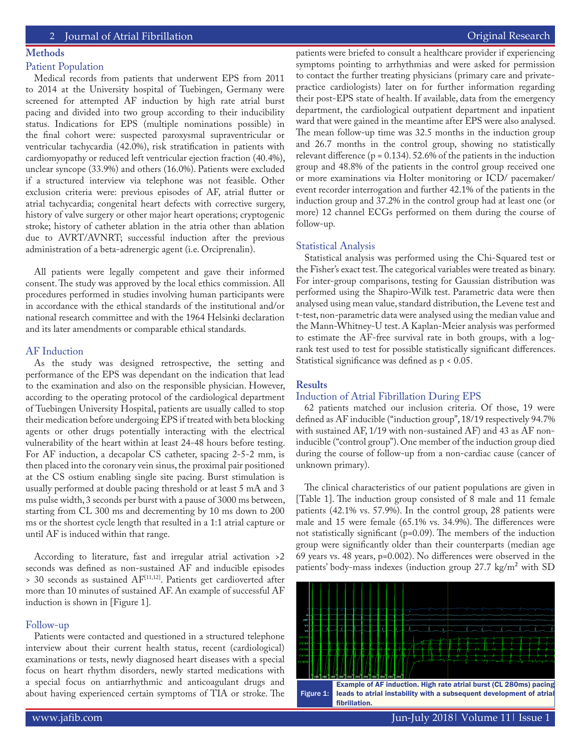## Methods

### Patient Population

Medical records from patients that underwent EPS from 2011 to 2014 at the University hospital of Tuebingen, Germany were screened for attempted AF induction by high rate atrial burst pacing and divided into two group according to their inducibility status. Indications for EPS (multiple nominations possible) in the final cohort were: suspected paroxysmal supraventricular or ventricular tachycardia (42.0%), risk stratification in patients with cardiomyopathy or reduced left ventricular ejection fraction (40.4%), unclear syncope (33.9%) and others (16.0%). Patients were excluded if a structured interview via telephone was not feasible. Other exclusion criteria were: previous episodes of AF, atrial flutter or atrial tachycardia; congenital heart defects with corrective surgery, history of valve surgery or other major heart operations; cryptogenic stroke; history of catheter ablation in the atria other than ablation due to AVRT/AVNRT; successful induction after the previous administration of a beta-adrenergic agent (i.e. Orciprenalin).

All patients were legally competent and gave their informed consent. The study was approved by the local ethics commission. All procedures performed in studies involving human participants were in accordance with the ethical standards of the institutional and/or national research committee and with the 1964 Helsinki declaration and its later amendments or comparable ethical standards.

### AF Induction

As the study was designed retrospective, the setting and performance of the EPS was dependant on the indication that lead to the examination and also on the responsible physician. However, according to the operating protocol of the cardiological department of Tuebingen University Hospital, patients are usually called to stop their medication before undergoing EPS if treated with beta blocking agents or other drugs potentially interacting with the electrical vulnerability of the heart within at least 24-48 hours before testing. For AF induction, a decapolar CS catheter, spacing 2-5-2 mm, is then placed into the coronary vein sinus, the proximal pair positioned at the CS ostium enabling single site pacing. Burst stimulation is usually performed at double pacing threshold or at least 5 mA and 3 ms pulse width, 3 seconds per burst with a pause of 3000 ms between, starting from CL 300 ms and decrementing by 10 ms down to 200 ms or the shortest cycle length that resulted in a 1:1 atrial capture or until AF is induced within that range.

According to literature, fast and irregular atrial activation >2 seconds was defined as non-sustained AF and inducible episodes > 30 seconds as sustained AF[11,12]. Patients get cardioverted after more than 10 minutes of sustained AF. An example of successful AF induction is shown in [Figure 1].

### Follow-up

Patients were contacted and questioned in a structured telephone interview about their current health status, recent (cardiological) examinations or tests, newly diagnosed heart diseases with a special focus on heart rhythm disorders, newly started medications with a special focus on antiarrhythmic and anticoagulant drugs and about having experienced certain symptoms of TIA or stroke. The patients were briefed to consult a healthcare provider if experiencing symptoms pointing to arrhythmias and were asked for permission to contact the further treating physicians (primary care and private-practice cardiologists) later on for further information regarding their post-EPS state of health. If available, data from the emergency department, the cardiological outpatient department and inpatient ward that were gained in the meantime after EPS were also analysed. The mean follow-up time was 32.5 months in the induction group and 26.7 months in the control group, showing no statistically relevant difference (p = 0.134). 52.6% of the patients in the induction group and 48.8% of the patients in the control group received one or more examinations via Holter monitoring or ICD/ pacemaker/ event recorder interrogation and further 42.1% of the patients in the induction group and 37.2% in the control group had at least one (or more) 12 channel ECGs performed on them during the course of follow-up.

### Statistical Analysis

Statistical analysis was performed using the Chi-Squared test or the Fisher's exact test. The categorical variables were treated as binary. For inter-group comparisons, testing for Gaussian distribution was performed using the Shapiro-Wilk test. Parametric data were then analysed using mean value, standard distribution, the Levene test and t-test, non-parametric data were analysed using the median value and the Mann-Whitney-U test. A Kaplan-Meier analysis was performed to estimate the AF-free survival rate in both groups, with a log-rank test used to test for possible statistically significant differences. Statistical significance was defined as $p < 0.05$.

## Results

### Induction of Atrial Fibrillation During EPS

62 patients matched our inclusion criteria. Of those, 19 were defined as AF inducible ("induction group", 18/19 respectively 94.7% with sustained AF, 1/19 with non-sustained AF) and 43 as AF non-inducible ("control group"). One member of the induction group died during the course of follow-up from a non-cardiac cause (cancer of unknown primary).

The clinical characteristics of our patient populations are given in [Table 1]. The induction group consisted of 8 male and 11 female patients (42.1% vs. 57.9%). In the control group, 28 patients were male and 15 were female (65.1% vs. 34.9%). The differences were not statistically significant (p=0.09). The members of the induction group were significantly older than their counterparts (median age 69 years vs. 48 years, p=0.002). No differences were observed in the patients' body-mass indexes (induction group 27.7 kg/m² with SD

Figure 1: Example of AF induction. High rate atrial burst (CL 280ms) pacing leads to atrial instability with a subsequent development of atrial fibrillation.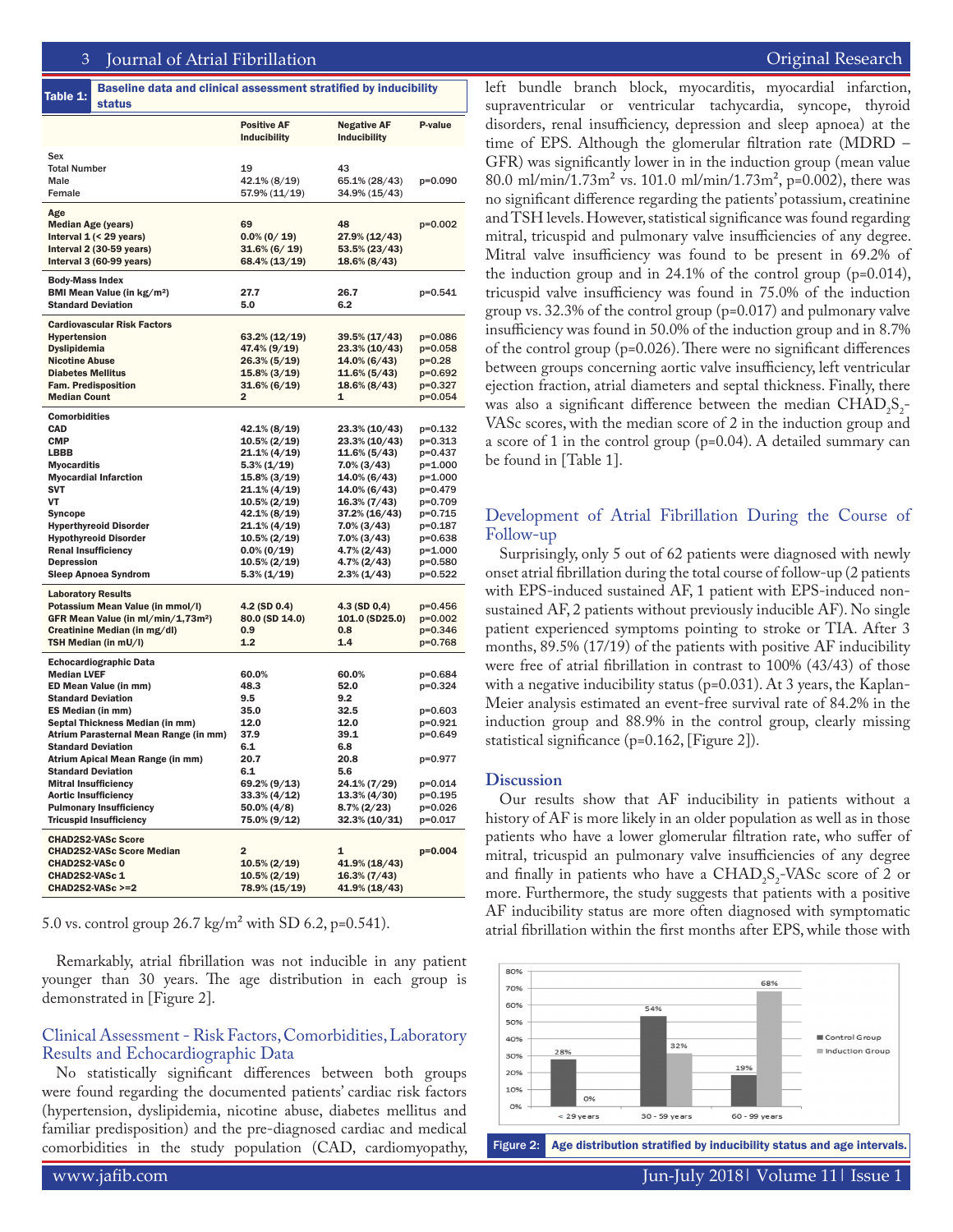Table 1: Baseline data and clinical assessment stratified by inducibility status

| | Positive AF Inducibility | Negative AF Inducibility | P-value |
|---|---|---|---|
| **Sex** | | | |
| Total Number | 19 | 43 | |
| Male | 42.1% (8/19) | 65.1% (28/43) | p=0.090 |
| Female | 57.9% (11/19) | 34.9% (15/43) | |
| **Age** | | | |
| Median Age (years) | 69 | 48 | p=0.002 |
| Interval 1 (< 29 years) | 0.0% (0/ 19) | 27.9% (12/43) | |
| Interval 2 (30-59 years) | 31.6% (6/ 19) | 53.5% (23/43) | |
| Interval 3 (60-99 years) | 68.4% (13/19) | 18.6% (8/43) | |
| **Body-Mass Index** | | | |
| BMI Mean Value (in kg/m²) | 27.7 | 26.7 | p=0.541 |
| Standard Deviation | 5.0 | 6.2 | |
| **Cardiovascular Risk Factors** | | | |
| Hypertension | 63.2% (12/19) | 39.5% (17/43) | p=0.086 |
| Dyslipidemia | 47.4% (9/19) | 23.3% (10/43) | p=0.058 |
| Nicotine Abuse | 26.3% (5/19) | 14.0% (6/43) | p=0.28 |
| Diabetes Mellitus | 15.8% (3/19) | 11.6% (5/43) | p=0.692 |
| Fam. Predisposition | 31.6% (6/19) | 18.6% (8/43) | p=0.327 |
| Median Count | 2 | 1 | p=0.054 |
| **Comorbidities** | | | |
| CAD | 42.1% (8/19) | 23.3% (10/43) | p=0.132 |
| CMP | 10.5% (2/19) | 23.3% (10/43) | p=0.313 |
| LBBB | 21.1% (4/19) | 11.6% (5/43) | p=0.437 |
| Myocarditis | 5.3% (1/19) | 7.0% (3/43) | p=1.000 |
| Myocardial Infarction | 15.8% (3/19) | 14.0% (6/43) | p=1.000 |
| SVT | 21.1% (4/19) | 14.0% (6/43) | p=0.479 |
| VT | 10.5% (2/19) | 16.3% (7/43) | p=0.709 |
| Syncope | 42.1% (8/19) | 37.2% (16/43) | p=0.715 |
| Hyperthyreoid Disorder | 21.1% (4/19) | 7.0% (3/43) | p=0.187 |
| Hypothyreoid Disorder | 10.5% (2/19) | 7.0% (3/43) | p=0.638 |
| Renal Insufficiency | 0.0% (0/19) | 4.7% (2/43) | p=1.000 |
| Depression | 10.5% (2/19) | 4.7% (2/43) | p=0.580 |
| Sleep Apnoea Syndrom | 5.3% (1/19) | 2.3% (1/43) | p=0.522 |
| **Laboratory Results** | | | |
| Potassium Mean Value (in mmol/l) | 4.2 (SD 0.4) | 4.3 (SD 0,4) | p=0.456 |
| GFR Mean Value (in ml/min/1,73m²) | 80.0 (SD 14.0) | 101.0 (SD25.0) | p=0.002 |
| Creatinine Median (in mg/dl) | 0.9 | 0.8 | p=0.346 |
| TSH Median (in mU/l) | 1.2 | 1.4 | p=0.768 |
| **Echocardiographic Data** | | | |
| Median LVEF | 60.0% | 60.0% | p=0.684 |
| ED Mean Value (in mm) | 48.3 | 52.0 | p=0.324 |
| Standard Deviation | 9.5 | 9.2 | |
| ES Median (in mm) | 35.0 | 32.5 | p=0.603 |
| Septal Thickness Median (in mm) | 12.0 | 12.0 | p=0.921 |
| Atrium Parasternal Mean Range (in mm) | 37.9 | 39.1 | p=0.649 |
| Standard Deviation | 6.1 | 6.8 | |
| Atrium Apical Mean Range (in mm) | 20.7 | 20.8 | p=0.977 |
| Standard Deviation | 6.1 | 5.6 | |
| Mitral Insufficiency | 69.2% (9/13) | 24.1% (7/29) | p=0.014 |
| Aortic Insufficiency | 33.3% (4/12) | 13.3% (4/30) | p=0.195 |
| Pulmonary Insufficiency | 50.0% (4/8) | 8.7% (2/23) | p=0.026 |
| Tricuspid Insufficiency | 75.0% (9/12) | 32.3% (10/31) | p=0.017 |
| **CHAD2S2-VASc Score** | | | |
| CHAD2S2-VASc Score Median | 2 | 1 | p=0.004 |
| CHAD2S2-VASc 0 | 10.5% (2/19) | 41.9% (18/43) | |
| CHAD2S2-VASc 1 | 10.5% (2/19) | 16.3% (7/43) | |
| CHAD2S2-VASc >=2 | 78.9% (15/19) | 41.9% (18/43) | |

5.0 vs. control group 26.7 kg/m² with SD 6.2, p=0.541).

Remarkably, atrial fibrillation was not inducible in any patient younger than 30 years. The age distribution in each group is demonstrated in [Figure 2].

## Clinical Assessment - Risk Factors, Comorbidities, Laboratory Results and Echocardiographic Data

No statistically significant differences between both groups were found regarding the documented patients' cardiac risk factors (hypertension, dyslipidemia, nicotine abuse, diabetes mellitus and familiar predisposition) and the pre-diagnosed cardiac and medical comorbidities in the study population (CAD, cardiomyopathy, left bundle branch block, myocarditis, myocardial infarction, supraventricular or ventricular tachycardia, syncope, thyroid disorders, renal insufficiency, depression and sleep apnoea) at the time of EPS. Although the glomerular filtration rate (MDRD – GFR) was significantly lower in in the induction group (mean value 80.0 ml/min/1.73m² vs. 101.0 ml/min/1.73m², p=0.002), there was no significant difference regarding the patients' potassium, creatinine and TSH levels. However, statistical significance was found regarding mitral, tricuspid and pulmonary valve insufficiencies of any degree. Mitral valve insufficiency was found to be present in 69.2% of the induction group and in 24.1% of the control group (p=0.014), tricuspid valve insufficiency was found in 75.0% of the induction group vs. 32.3% of the control group (p=0.017) and pulmonary valve insufficiency was found in 50.0% of the induction group and in 8.7% of the control group (p=0.026). There were no significant differences between groups concerning aortic valve insufficiency, left ventricular ejection fraction, atrial diameters and septal thickness. Finally, there was also a significant difference between the median $CHAD_2S_2$-VASc scores, with the median score of 2 in the induction group and a score of 1 in the control group (p=0.04). A detailed summary can be found in [Table 1].

## Development of Atrial Fibrillation During the Course of Follow-up

Surprisingly, only 5 out of 62 patients were diagnosed with newly onset atrial fibrillation during the total course of follow-up (2 patients with EPS-induced sustained AF, 1 patient with EPS-induced non-sustained AF, 2 patients without previously inducible AF). No single patient experienced symptoms pointing to stroke or TIA. After 3 months, 89.5% (17/19) of the patients with positive AF inducibility were free of atrial fibrillation in contrast to 100% (43/43) of those with a negative inducibility status (p=0.031). At 3 years, the Kaplan-Meier analysis estimated an event-free survival rate of 84.2% in the induction group and 88.9% in the control group, clearly missing statistical significance (p=0.162, [Figure 2]).

## Discussion

Our results show that AF inducibility in patients without a history of AF is more likely in an older population as well as in those patients who have a lower glomerular filtration rate, who suffer of mitral, tricuspid an pulmonary valve insufficiencies of any degree and finally in patients who have a $CHAD_2S_2$-VASc score of 2 or more. Furthermore, the study suggests that patients with a positive AF inducibility status are more often diagnosed with symptomatic atrial fibrillation within the first months after EPS, while those with

| | < 29 years | 30 - 59 years | 60 - 99 years |
|---|---|---|---|
| Control Group | 28% | 54% | 19% |
| Induction Group | 0% | 32% | 68% |

Figure 2: Age distribution stratified by inducibility status and age intervals.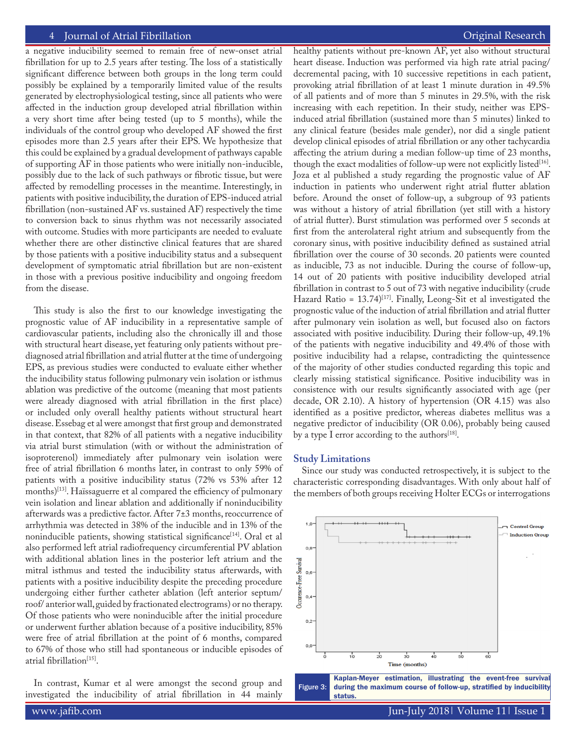a negative inducibility seemed to remain free of new-onset atrial fibrillation for up to 2.5 years after testing. The loss of a statistically significant difference between both groups in the long term could possibly be explained by a temporarily limited value of the results generated by electrophysiological testing, since all patients who were affected in the induction group developed atrial fibrillation within a very short time after being tested (up to 5 months), while the individuals of the control group who developed AF showed the first episodes more than 2.5 years after their EPS. We hypothesize that this could be explained by a gradual development of pathways capable of supporting AF in those patients who were initially non-inducible, possibly due to the lack of such pathways or fibrotic tissue, but were affected by remodelling processes in the meantime. Interestingly, in patients with positive inducibility, the duration of EPS-induced atrial fibrillation (non-sustained AF vs. sustained AF) respectively the time to conversion back to sinus rhythm was not necessarily associated with outcome. Studies with more participants are needed to evaluate whether there are other distinctive clinical features that are shared by those patients with a positive inducibility status and a subsequent development of symptomatic atrial fibrillation but are non-existent in those with a previous positive inducibility and ongoing freedom from the disease.

This study is also the first to our knowledge investigating the prognostic value of AF inducibility in a representative sample of cardiovascular patients, including also the chronically ill and those with structural heart disease, yet featuring only patients without pre-diagnosed atrial fibrillation and atrial flutter at the time of undergoing EPS, as previous studies were conducted to evaluate either whether the inducibility status following pulmonary vein isolation or isthmus ablation was predictive of the outcome (meaning that most patients were already diagnosed with atrial fibrillation in the first place) or included only overall healthy patients without structural heart disease. Essebag et al were amongst that first group and demonstrated in that context, that 82% of all patients with a negative inducibility via atrial burst stimulation (with or without the administration of isoproterenol) immediately after pulmonary vein isolation were free of atrial fibrillation 6 months later, in contrast to only 59% of patients with a positive inducibility status (72% vs 53% after 12 months)[13]. Haïssaguerre et al compared the efficiency of pulmonary vein isolation and linear ablation and additionally if noninducibility afterwards was a predictive factor. After 7±3 months, reoccurrence of arrhythmia was detected in 38% of the inducible and in 13% of the noninducible patients, showing statistical significance[14]. Oral et al also performed left atrial radiofrequency circumferential PV ablation with additional ablation lines in the posterior left atrium and the mitral isthmus and tested the inducibility status afterwards, with patients with a positive inducibility despite the preceding procedure undergoing either further catheter ablation (left anterior septum/ roof/ anterior wall, guided by fractionated electrograms) or no therapy. Of those patients who were noninducible after the initial procedure or underwent further ablation because of a positive inducibility, 85% were free of atrial fibrillation at the point of 6 months, compared to 67% of those who still had spontaneous or inducible episodes of atrial fibrillation[15].

In contrast, Kumar et al were amongst the second group and investigated the inducibility of atrial fibrillation in 44 mainly healthy patients without pre-known AF, yet also without structural heart disease. Induction was performed via high rate atrial pacing/ decremental pacing, with 10 successive repetitions in each patient, provoking atrial fibrillation of at least 1 minute duration in 49.5% of all patients and of more than 5 minutes in 29.5%, with the risk increasing with each repetition. In their study, neither was EPS-induced atrial fibrillation (sustained more than 5 minutes) linked to any clinical feature (besides male gender), nor did a single patient develop clinical episodes of atrial fibrillation or any other tachycardia affecting the atrium during a median follow-up time of 23 months, though the exact modalities of follow-up were not explicitly listed[16]. Joza et al published a study regarding the prognostic value of AF induction in patients who underwent right atrial flutter ablation before. Around the onset of follow-up, a subgroup of 93 patients was without a history of atrial fibrillation (yet still with a history of atrial flutter). Burst stimulation was performed over 5 seconds at first from the anterolateral right atrium and subsequently from the coronary sinus, with positive inducibility defined as sustained atrial fibrillation over the course of 30 seconds. 20 patients were counted as inducible, 73 as not inducible. During the course of follow-up, 14 out of 20 patients with positive inducibility developed atrial fibrillation in contrast to 5 out of 73 with negative inducibility (crude Hazard Ratio = 13.74)[17]. Finally, Leong-Sit et al investigated the prognostic value of the induction of atrial fibrillation and atrial flutter after pulmonary vein isolation as well, but focused also on factors associated with positive inducibility. During their follow-up, 49.1% of the patients with negative inducibility and 49.4% of those with positive inducibility had a relapse, contradicting the quintessence of the majority of other studies conducted regarding this topic and clearly missing statistical significance. Positive inducibility was in consistence with our results significantly associated with age (per decade, OR 2.10). A history of hypertension (OR 4.15) was also identified as a positive predictor, whereas diabetes mellitus was a negative predictor of inducibility (OR 0.06), probably being caused by a type I error according to the authors[18].

## Study Limitations

Since our study was conducted retrospectively, it is subject to the characteristic corresponding disadvantages. With only about half of the members of both groups receiving Holter ECGs or interrogations

Figure 3: Kaplan-Meyer estimation, illustrating the event-free survival during the maximum course of follow-up, stratified by inducibility status.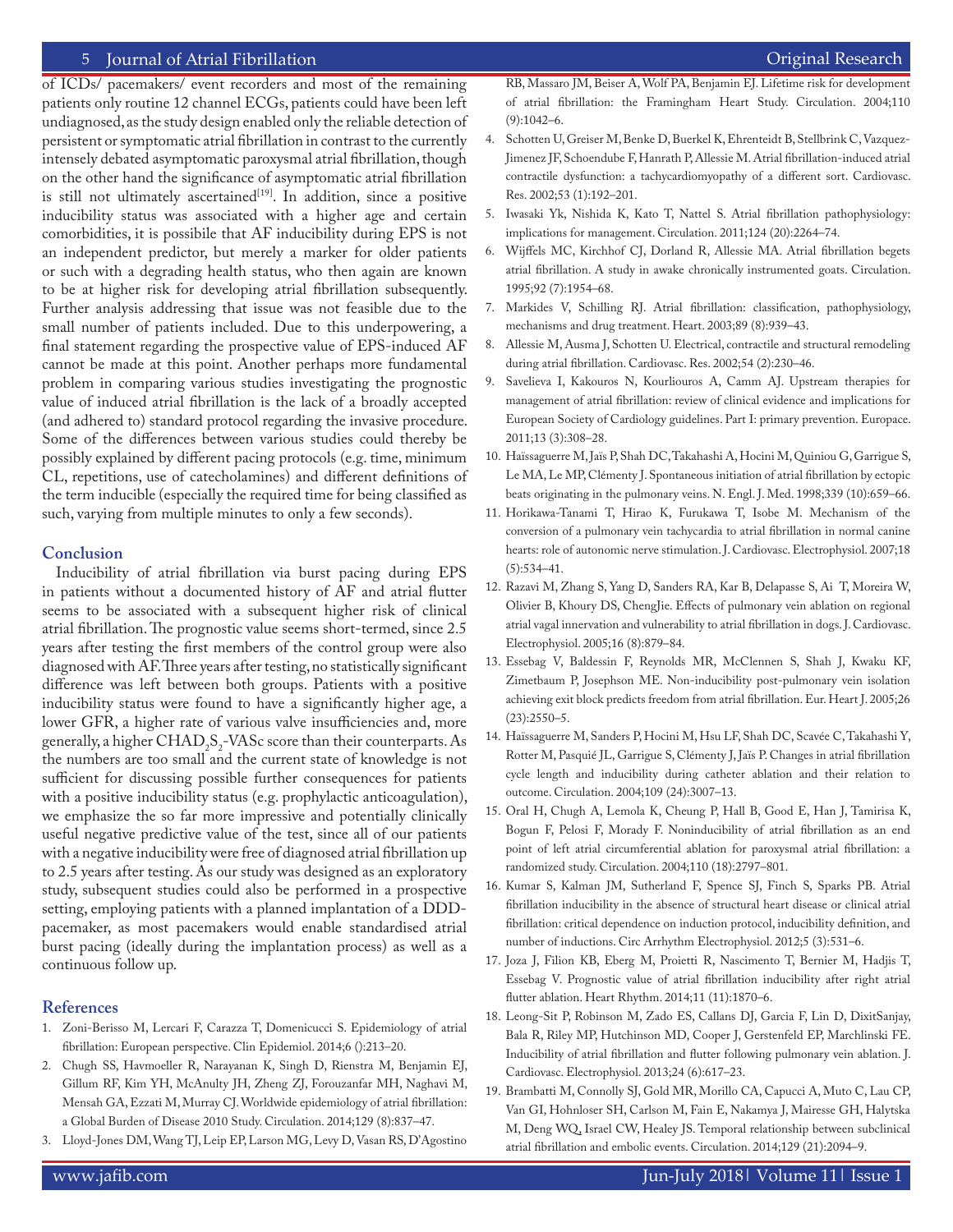of ICDs/ pacemakers/ event recorders and most of the remaining patients only routine 12 channel ECGs, patients could have been left undiagnosed, as the study design enabled only the reliable detection of persistent or symptomatic atrial fibrillation in contrast to the currently intensely debated asymptomatic paroxysmal atrial fibrillation, though on the other hand the significance of asymptomatic atrial fibrillation is still not ultimately ascertained[19]. In addition, since a positive inducibility status was associated with a higher age and certain comorbidities, it is possibile that AF inducibility during EPS is not an independent predictor, but merely a marker for older patients or such with a degrading health status, who then again are known to be at higher risk for developing atrial fibrillation subsequently. Further analysis addressing that issue was not feasible due to the small number of patients included. Due to this underpowering, a final statement regarding the prospective value of EPS-induced AF cannot be made at this point. Another perhaps more fundamental problem in comparing various studies investigating the prognostic value of induced atrial fibrillation is the lack of a broadly accepted (and adhered to) standard protocol regarding the invasive procedure. Some of the differences between various studies could thereby be possibly explained by different pacing protocols (e.g. time, minimum CL, repetitions, use of catecholamines) and different definitions of the term inducible (especially the required time for being classified as such, varying from multiple minutes to only a few seconds).

## Conclusion

Inducibility of atrial fibrillation via burst pacing during EPS in patients without a documented history of AF and atrial flutter seems to be associated with a subsequent higher risk of clinical atrial fibrillation. The prognostic value seems short-termed, since 2.5 years after testing the first members of the control group were also diagnosed with AF. Three years after testing, no statistically significant difference was left between both groups. Patients with a positive inducibility status were found to have a significantly higher age, a lower GFR, a higher rate of various valve insufficiencies and, more generally, a higher $CHAD_2S_2$-VASc score than their counterparts. As the numbers are too small and the current state of knowledge is not sufficient for discussing possible further consequences for patients with a positive inducibility status (e.g. prophylactic anticoagulation), we emphasize the so far more impressive and potentially clinically useful negative predictive value of the test, since all of our patients with a negative inducibility were free of diagnosed atrial fibrillation up to 2.5 years after testing. As our study was designed as an exploratory study, subsequent studies could also be performed in a prospective setting, employing patients with a planned implantation of a DDD-pacemaker, as most pacemakers would enable standardised atrial burst pacing (ideally during the implantation process) as well as a continuous follow up.

## References

1. Zoni-Berisso M, Lercari F, Carazza T, Domenicucci S. Epidemiology of atrial fibrillation: European perspective. Clin Epidemiol. 2014;6 ():213–20.
2. Chugh SS, Havmoeller R, Narayanan K, Singh D, Rienstra M, Benjamin EJ, Gillum RF, Kim YH, McAnulty JH, Zheng ZJ, Forouzanfar MH, Naghavi M, Mensah GA, Ezzati M, Murray CJ. Worldwide epidemiology of atrial fibrillation: a Global Burden of Disease 2010 Study. Circulation. 2014;129 (8):837–47.
3. Lloyd-Jones DM, Wang TJ, Leip EP, Larson MG, Levy D, Vasan RS, D'Agostino RB, Massaro JM, Beiser A, Wolf PA, Benjamin EJ. Lifetime risk for development of atrial fibrillation: the Framingham Heart Study. Circulation. 2004;110 (9):1042–6.
4. Schotten U, Greiser M, Benke D, Buerkel K, Ehrenteidt B, Stellbrink C, Vazquez-Jimenez JF, Schoendube F, Hanrath P, Allessie M. Atrial fibrillation-induced atrial contractile dysfunction: a tachycardiomyopathy of a different sort. Cardiovasc. Res. 2002;53 (1):192–201.
5. Iwasaki Yk, Nishida K, Kato T, Nattel S. Atrial fibrillation pathophysiology: implications for management. Circulation. 2011;124 (20):2264–74.
6. Wijffels MC, Kirchhof CJ, Dorland R, Allessie MA. Atrial fibrillation begets atrial fibrillation. A study in awake chronically instrumented goats. Circulation. 1995;92 (7):1954–68.
7. Markides V, Schilling RJ. Atrial fibrillation: classification, pathophysiology, mechanisms and drug treatment. Heart. 2003;89 (8):939–43.
8. Allessie M, Ausma J, Schotten U. Electrical, contractile and structural remodeling during atrial fibrillation. Cardiovasc. Res. 2002;54 (2):230–46.
9. Savelieva I, Kakouros N, Kourliouros A, Camm AJ. Upstream therapies for management of atrial fibrillation: review of clinical evidence and implications for European Society of Cardiology guidelines. Part I: primary prevention. Europace. 2011;13 (3):308–28.
10. Haïssaguerre M, Jaïs P, Shah DC, Takahashi A, Hocini M, Quiniou G, Garrigue S, Le MA, Le MP, Clémenty J. Spontaneous initiation of atrial fibrillation by ectopic beats originating in the pulmonary veins. N. Engl. J. Med. 1998;339 (10):659–66.
11. Horikawa-Tanami T, Hirao K, Furukawa T, Isobe M. Mechanism of the conversion of a pulmonary vein tachycardia to atrial fibrillation in normal canine hearts: role of autonomic nerve stimulation. J. Cardiovasc. Electrophysiol. 2007;18 (5):534–41.
12. Razavi M, Zhang S, Yang D, Sanders RA, Kar B, Delapasse S, Ai T, Moreira W, Olivier B, Khoury DS, ChengJie. Effects of pulmonary vein ablation on regional atrial vagal innervation and vulnerability to atrial fibrillation in dogs. J. Cardiovasc. Electrophysiol. 2005;16 (8):879–84.
13. Essebag V, Baldessin F, Reynolds MR, McClennen S, Shah J, Kwaku KF, Zimetbaum P, Josephson ME. Non-inducibility post-pulmonary vein isolation achieving exit block predicts freedom from atrial fibrillation. Eur. Heart J. 2005;26 (23):2550–5.
14. Haïssaguerre M, Sanders P, Hocini M, Hsu LF, Shah DC, Scavée C, Takahashi Y, Rotter M, Pasquié JL, Garrigue S, Clémenty J, Jaïs P. Changes in atrial fibrillation cycle length and inducibility during catheter ablation and their relation to outcome. Circulation. 2004;109 (24):3007–13.
15. Oral H, Chugh A, Lemola K, Cheung P, Hall B, Good E, Han J, Tamirisa K, Bogun F, Pelosi F, Morady F. Noninducibility of atrial fibrillation as an end point of left atrial circumferential ablation for paroxysmal atrial fibrillation: a randomized study. Circulation. 2004;110 (18):2797–801.
16. Kumar S, Kalman JM, Sutherland F, Spence SJ, Finch S, Sparks PB. Atrial fibrillation inducibility in the absence of structural heart disease or clinical atrial fibrillation: critical dependence on induction protocol, inducibility definition, and number of inductions. Circ Arrhythm Electrophysiol. 2012;5 (3):531–6.
17. Joza J, Filion KB, Eberg M, Proietti R, Nascimento T, Bernier M, Hadjis T, Essebag V. Prognostic value of atrial fibrillation inducibility after right atrial flutter ablation. Heart Rhythm. 2014;11 (11):1870–6.
18. Leong-Sit P, Robinson M, Zado ES, Callans DJ, Garcia F, Lin D, DixitSanjay, Bala R, Riley MP, Hutchinson MD, Cooper J, Gerstenfeld EP, Marchlinski FE. Inducibility of atrial fibrillation and flutter following pulmonary vein ablation. J. Cardiovasc. Electrophysiol. 2013;24 (6):617–23.
19. Brambatti M, Connolly SJ, Gold MR, Morillo CA, Capucci A, Muto C, Lau CP, Van GI, Hohnloser SH, Carlson M, Fain E, Nakamya J, Mairesse GH, Halytska M, Deng WQ, Israel CW, Healey JS. Temporal relationship between subclinical atrial fibrillation and embolic events. Circulation. 2014;129 (21):2094–9.